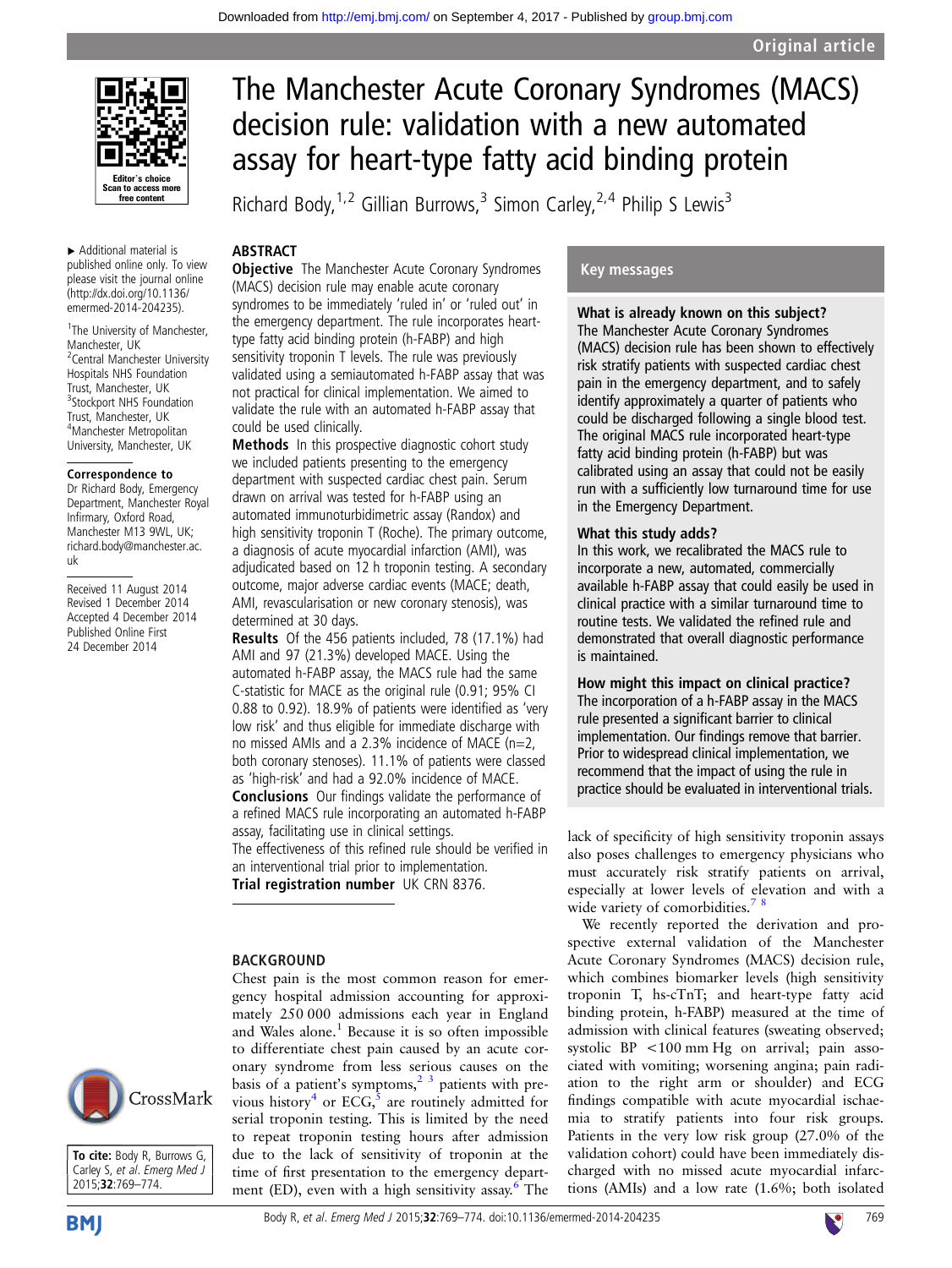Original article

# The Manchester Acute Coronary Syndromes (MACS) decision rule: validation with a new automated assay for heart-type fatty acid binding protein

Richard Body,[1,2] Gillian Burrows,[3] Simon Carley,[2,4] Philip S Lewis[3]

▸ Additional material is published online only. To view please visit the journal online (http://dx.doi.org/10.1136/emermed-2014-204235).

[1]The University of Manchester, Manchester, UK
[2]Central Manchester University Hospitals NHS Foundation Trust, Manchester, UK
[3]Stockport NHS Foundation Trust, Manchester, UK
[4]Manchester Metropolitan University, Manchester, UK

**Correspondence to**
Dr Richard Body, Emergency Department, Manchester Royal Infirmary, Oxford Road, Manchester M13 9WL, UK; richard.body@manchester.ac.uk

Received 11 August 2014
Revised 1 December 2014
Accepted 4 December 2014
Published Online First 24 December 2014

**To cite:** Body R, Burrows G, Carley S, *et al*. *Emerg Med J* 2015;**32**:769–774.

## ABSTRACT

**Objective** The Manchester Acute Coronary Syndromes (MACS) decision rule may enable acute coronary syndromes to be immediately 'ruled in' or 'ruled out' in the emergency department. The rule incorporates heart-type fatty acid binding protein (h-FABP) and high sensitivity troponin T levels. The rule was previously validated using a semiautomated h-FABP assay that was not practical for clinical implementation. We aimed to validate the rule with an automated h-FABP assay that could be used clinically.

**Methods** In this prospective diagnostic cohort study we included patients presenting to the emergency department with suspected cardiac chest pain. Serum drawn on arrival was tested for h-FABP using an automated immunoturbidimetric assay (Randox) and high sensitivity troponin T (Roche). The primary outcome, a diagnosis of acute myocardial infarction (AMI), was adjudicated based on 12 h troponin testing. A secondary outcome, major adverse cardiac events (MACE; death, AMI, revascularisation or new coronary stenosis), was determined at 30 days.

**Results** Of the 456 patients included, 78 (17.1%) had AMI and 97 (21.3%) developed MACE. Using the automated h-FABP assay, the MACS rule had the same C-statistic for MACE as the original rule (0.91; 95% CI 0.88 to 0.92). 18.9% of patients were identified as 'very low risk' and thus eligible for immediate discharge with no missed AMIs and a 2.3% incidence of MACE (n=2, both coronary stenoses). 11.1% of patients were classed as 'high-risk' and had a 92.0% incidence of MACE.

**Conclusions** Our findings validate the performance of a refined MACS rule incorporating an automated h-FABP assay, facilitating use in clinical settings.
The effectiveness of this refined rule should be verified in an interventional trial prior to implementation.

**Trial registration number** UK CRN 8376.

## Key messages

### What is already known on this subject?

The Manchester Acute Coronary Syndromes (MACS) decision rule has been shown to effectively risk stratify patients with suspected cardiac chest pain in the emergency department, and to safely identify approximately a quarter of patients who could be discharged following a single blood test. The original MACS rule incorporated heart-type fatty acid binding protein (h-FABP) but was calibrated using an assay that could not be easily run with a sufficiently low turnaround time for use in the Emergency Department.

### What this study adds?

In this work, we recalibrated the MACS rule to incorporate a new, automated, commercially available h-FABP assay that could easily be used in clinical practice with a similar turnaround time to routine tests. We validated the refined rule and demonstrated that overall diagnostic performance is maintained.

### How might this impact on clinical practice?

The incorporation of a h-FABP assay in the MACS rule presented a significant barrier to clinical implementation. Our findings remove that barrier. Prior to widespread clinical implementation, we recommend that the impact of using the rule in practice should be evaluated in interventional trials.

## BACKGROUND

Chest pain is the most common reason for emergency hospital admission accounting for approximately 250 000 admissions each year in England and Wales alone.[1] Because it is so often impossible to differentiate chest pain caused by an acute coronary syndrome from less serious causes on the basis of a patient's symptoms,[2 3] patients with previous history[4] or ECG,[5] are routinely admitted for serial troponin testing. This is limited by the need to repeat troponin testing hours after admission due to the lack of sensitivity of troponin at the time of first presentation to the emergency department (ED), even with a high sensitivity assay.[6] The lack of specificity of high sensitivity troponin assays also poses challenges to emergency physicians who must accurately risk stratify patients on arrival, especially at lower levels of elevation and with a wide variety of comorbidities.[7 8]

We recently reported the derivation and prospective external validation of the Manchester Acute Coronary Syndromes (MACS) decision rule, which combines biomarker levels (high sensitivity troponin T, hs-cTnT; and heart-type fatty acid binding protein, h-FABP) measured at the time of admission with clinical features (sweating observed; systolic BP <100 mm Hg on arrival; pain associated with vomiting; worsening angina; pain radiation to the right arm or shoulder) and ECG findings compatible with acute myocardial ischaemia to stratify patients into four risk groups. Patients in the very low risk group (27.0% of the validation cohort) could have been immediately discharged with no missed acute myocardial infarctions (AMIs) and a low rate (1.6%; both isolated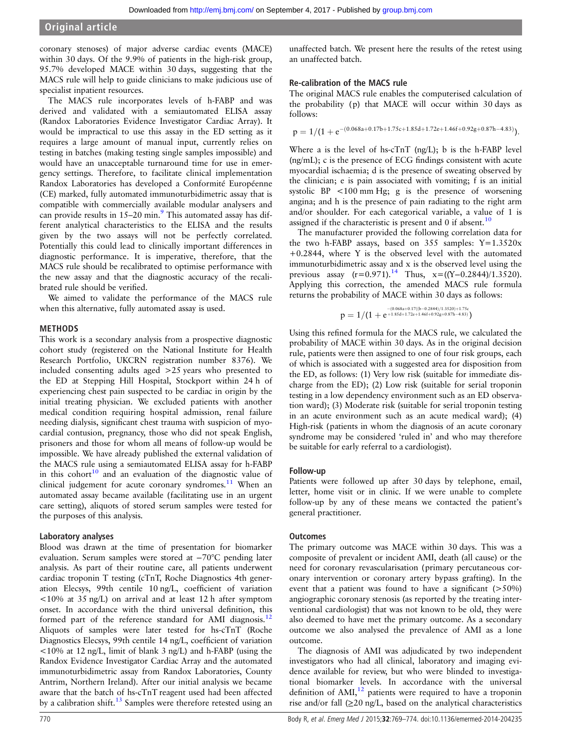coronary stenoses) of major adverse cardiac events (MACE) within 30 days. Of the 9.9% of patients in the high-risk group, 95.7% developed MACE within 30 days, suggesting that the MACS rule will help to guide clinicians to make judicious use of specialist inpatient resources.

The MACS rule incorporates levels of h-FABP and was derived and validated with a semiautomated ELISA assay (Randox Laboratories Evidence Investigator Cardiac Array). It would be impractical to use this assay in the ED setting as it requires a large amount of manual input, currently relies on testing in batches (making testing single samples impossible) and would have an unacceptable turnaround time for use in emergency settings. Therefore, to facilitate clinical implementation Randox Laboratories has developed a Conformité Européenne (CE) marked, fully automated immunoturbidimetric assay that is compatible with commercially available modular analysers and can provide results in 15–20 min.[9] This automated assay has different analytical characteristics to the ELISA and the results given by the two assays will not be perfectly correlated. Potentially this could lead to clinically important differences in diagnostic performance. It is imperative, therefore, that the MACS rule should be recalibrated to optimise performance with the new assay and that the diagnostic accuracy of the recalibrated rule should be verified.

We aimed to validate the performance of the MACS rule when this alternative, fully automated assay is used.

## METHODS

This work is a secondary analysis from a prospective diagnostic cohort study (registered on the National Institute for Health Research Portfolio, UKCRN registration number 8376). We included consenting adults aged >25 years who presented to the ED at Stepping Hill Hospital, Stockport within 24 h of experiencing chest pain suspected to be cardiac in origin by the initial treating physician. We excluded patients with another medical condition requiring hospital admission, renal failure needing dialysis, significant chest trauma with suspicion of myocardial contusion, pregnancy, those who did not speak English, prisoners and those for whom all means of follow-up would be impossible. We have already published the external validation of the MACS rule using a semiautomated ELISA assay for h-FABP in this cohort[10] and an evaluation of the diagnostic value of clinical judgement for acute coronary syndromes.[11] When an automated assay became available (facilitating use in an urgent care setting), aliquots of stored serum samples were tested for the purposes of this analysis.

### Laboratory analyses

Blood was drawn at the time of presentation for biomarker evaluation. Serum samples were stored at −70°C pending later analysis. As part of their routine care, all patients underwent cardiac troponin T testing (cTnT, Roche Diagnostics 4th generation Elecsys, 99th centile 10 ng/L, coefficient of variation <10% at 35 ng/L) on arrival and at least 12 h after symptom onset. In accordance with the third universal definition, this formed part of the reference standard for AMI diagnosis.[12] Aliquots of samples were later tested for hs-cTnT (Roche Diagnostics Elecsys, 99th centile 14 ng/L, coefficient of variation <10% at 12 ng/L, limit of blank 3 ng/L) and h-FABP (using the Randox Evidence Investigator Cardiac Array and the automated immunoturbidimetric assay from Randox Laboratories, County Antrim, Northern Ireland). After our initial analysis we became aware that the batch of hs-cTnT reagent used had been affected by a calibration shift.[13] Samples were therefore retested using an unaffected batch. We present here the results of the retest using an unaffected batch.

### Re-calibration of the MACS rule

The original MACS rule enables the computerised calculation of the probability (p) that MACE will occur within 30 days as follows:

$$p = 1/(1 + e^{-(0.068a+0.17b+1.75c+1.85d+1.72e+1.46f+0.92g+0.87h-4.83)}).$$

Where a is the level of hs-cTnT (ng/L); b is the h-FABP level (ng/mL); c is the presence of ECG findings consistent with acute myocardial ischaemia; d is the presence of sweating observed by the clinician; e is pain associated with vomiting; f is an initial systolic BP <100 mm Hg; g is the presence of worsening angina; and h is the presence of pain radiating to the right arm and/or shoulder. For each categorical variable, a value of 1 is assigned if the characteristic is present and 0 if absent.[10]

The manufacturer provided the following correlation data for the two h-FABP assays, based on 355 samples: $Y=1.3520x+0.2844$, where Y is the observed level with the automated immunoturbidimetric assay and x is the observed level using the previous assay ($r=0.971$).[14] Thus, $x=((Y-0.2844)/1.3520)$. Applying this correction, the amended MACS rule formula returns the probability of MACE within 30 days as follows:

$$p = 1/(1 + e^{-(0.068a+0.17((b-0.2844)/1.3520)+1.75c+1.85d+1.72e+1.46f+0.92g+0.87h-4.83)})$$

Using this refined formula for the MACS rule, we calculated the probability of MACE within 30 days. As in the original decision rule, patients were then assigned to one of four risk groups, each of which is associated with a suggested area for disposition from the ED, as follows: (1) Very low risk (suitable for immediate discharge from the ED); (2) Low risk (suitable for serial troponin testing in a low dependency environment such as an ED observation ward); (3) Moderate risk (suitable for serial troponin testing in an acute environment such as an acute medical ward); (4) High-risk (patients in whom the diagnosis of an acute coronary syndrome may be considered 'ruled in' and who may therefore be suitable for early referral to a cardiologist).

### Follow-up

Patients were followed up after 30 days by telephone, email, letter, home visit or in clinic. If we were unable to complete follow-up by any of these means we contacted the patient's general practitioner.

### Outcomes

The primary outcome was MACE within 30 days. This was a composite of prevalent or incident AMI, death (all cause) or the need for coronary revascularisation (primary percutaneous coronary intervention or coronary artery bypass grafting). In the event that a patient was found to have a significant (>50%) angiographic coronary stenosis (as reported by the treating interventional cardiologist) that was not known to be old, they were also deemed to have met the primary outcome. As a secondary outcome we also analysed the prevalence of AMI as a lone outcome.

The diagnosis of AMI was adjudicated by two independent investigators who had all clinical, laboratory and imaging evidence available for review, but who were blinded to investigational biomarker levels. In accordance with the universal definition of AMI,[12] patients were required to have a troponin rise and/or fall (≥20 ng/L, based on the analytical characteristics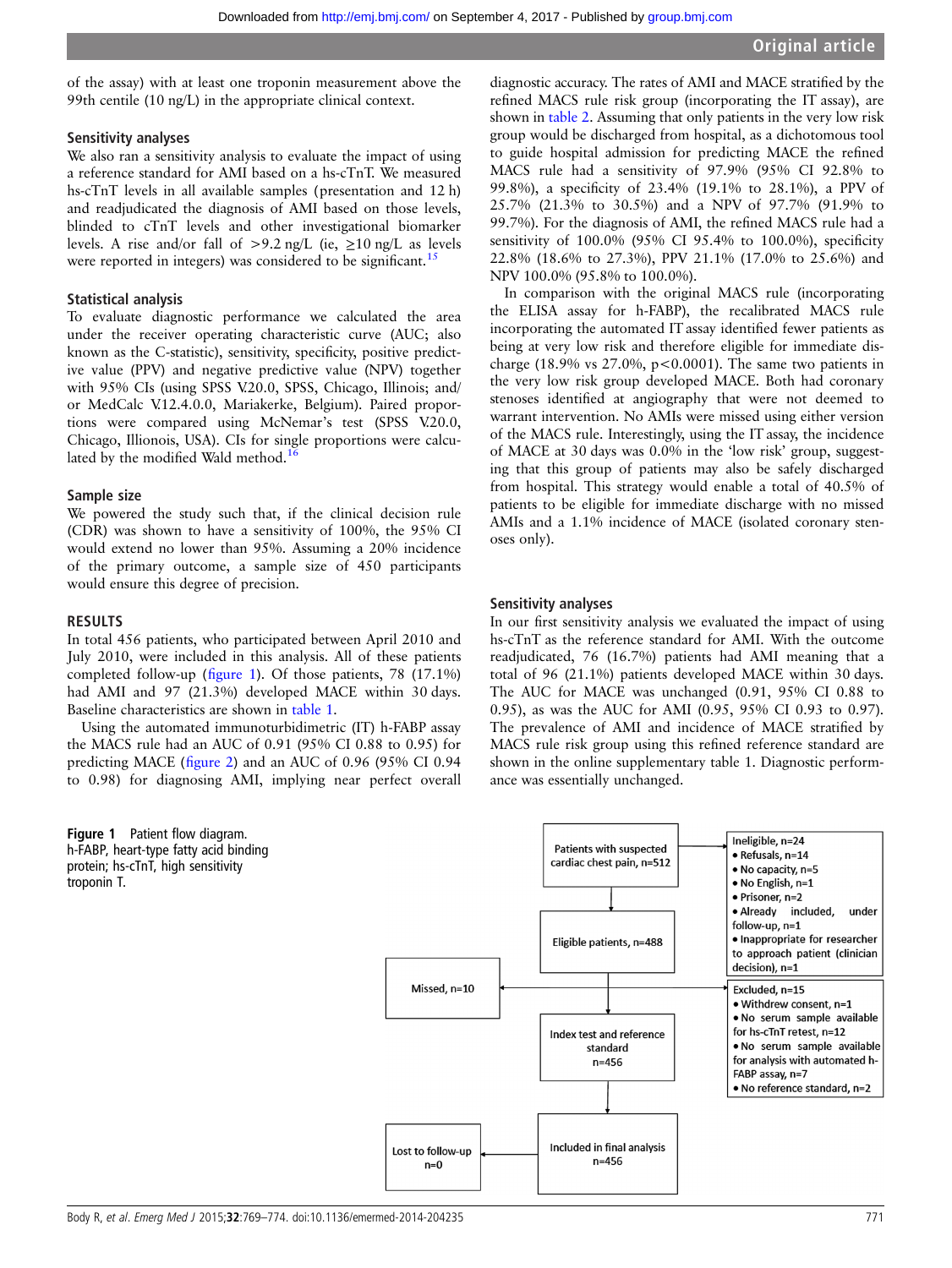of the assay) with at least one troponin measurement above the 99th centile (10 ng/L) in the appropriate clinical context.

### Sensitivity analyses

We also ran a sensitivity analysis to evaluate the impact of using a reference standard for AMI based on a hs-cTnT. We measured hs-cTnT levels in all available samples (presentation and 12 h) and readjudicated the diagnosis of AMI based on those levels, blinded to cTnT levels and other investigational biomarker levels. A rise and/or fall of >9.2 ng/L (ie, ≥10 ng/L as levels were reported in integers) was considered to be significant.[15]

### Statistical analysis

To evaluate diagnostic performance we calculated the area under the receiver operating characteristic curve (AUC; also known as the C-statistic), sensitivity, specificity, positive predictive value (PPV) and negative predictive value (NPV) together with 95% CIs (using SPSS V.20.0, SPSS, Chicago, Illinois; and/or MedCalc V.12.4.0.0, Mariakerke, Belgium). Paired proportions were compared using McNemar's test (SPSS V.20.0, Chicago, Illionois, USA). CIs for single proportions were calculated by the modified Wald method.[16]

### Sample size

We powered the study such that, if the clinical decision rule (CDR) was shown to have a sensitivity of 100%, the 95% CI would extend no lower than 95%. Assuming a 20% incidence of the primary outcome, a sample size of 450 participants would ensure this degree of precision.

## RESULTS

In total 456 patients, who participated between April 2010 and July 2010, were included in this analysis. All of these patients completed follow-up (figure 1). Of those patients, 78 (17.1%) had AMI and 97 (21.3%) developed MACE within 30 days. Baseline characteristics are shown in table 1.

Using the automated immunoturbidimetric (IT) h-FABP assay the MACS rule had an AUC of 0.91 (95% CI 0.88 to 0.95) for predicting MACE (figure 2) and an AUC of 0.96 (95% CI 0.94 to 0.98) for diagnosing AMI, implying near perfect overall diagnostic accuracy. The rates of AMI and MACE stratified by the refined MACS rule risk group (incorporating the IT assay), are shown in table 2. Assuming that only patients in the very low risk group would be discharged from hospital, as a dichotomous tool to guide hospital admission for predicting MACE the refined MACS rule had a sensitivity of 97.9% (95% CI 92.8% to 99.8%), a specificity of 23.4% (19.1% to 28.1%), a PPV of 25.7% (21.3% to 30.5%) and a NPV of 97.7% (91.9% to 99.7%). For the diagnosis of AMI, the refined MACS rule had a sensitivity of 100.0% (95% CI 95.4% to 100.0%), specificity 22.8% (18.6% to 27.3%), PPV 21.1% (17.0% to 25.6%) and NPV 100.0% (95.8% to 100.0%).

In comparison with the original MACS rule (incorporating the ELISA assay for h-FABP), the recalibrated MACS rule incorporating the automated IT assay identified fewer patients as being at very low risk and therefore eligible for immediate discharge (18.9% vs 27.0%, p<0.0001). The same two patients in the very low risk group developed MACE. Both had coronary stenoses identified at angiography that were not deemed to warrant intervention. No AMIs were missed using either version of the MACS rule. Interestingly, using the IT assay, the incidence of MACE at 30 days was 0.0% in the 'low risk' group, suggesting that this group of patients may also be safely discharged from hospital. This strategy would enable a total of 40.5% of patients to be eligible for immediate discharge with no missed AMIs and a 1.1% incidence of MACE (isolated coronary stenoses only).

### Sensitivity analyses

In our first sensitivity analysis we evaluated the impact of using hs-cTnT as the reference standard for AMI. With the outcome readjudicated, 76 (16.7%) patients had AMI meaning that a total of 96 (21.1%) patients developed MACE within 30 days. The AUC for MACE was unchanged (0.91, 95% CI 0.88 to 0.95), as was the AUC for AMI (0.95, 95% CI 0.93 to 0.97). The prevalence of AMI and incidence of MACE stratified by MACS rule risk group using this refined reference standard are shown in the online supplementary table 1. Diagnostic performance was essentially unchanged.

Patients with suspected cardiac chest pain, n=512

Ineligible, n=24
- Refusals, n=14
- No capacity, n=5
- No English, n=1
- Prisoner, n=2
- Already included, under follow-up, n=1
- Inappropriate for researcher to approach patient (clinician decision), n=1

Eligible patients, n=488

Missed, n=10

Excluded, n=15
- Withdrew consent, n=1
- No serum sample available for hs-cTnT retest, n=12
- No serum sample available for analysis with automated h-FABP assay, n=7
- No reference standard, n=2

Index test and reference standard n=456

Included in final analysis n=456

Lost to follow-up n=0

**Figure 1** Patient flow diagram. h-FABP, heart-type fatty acid binding protein; hs-cTnT, high sensitivity troponin T.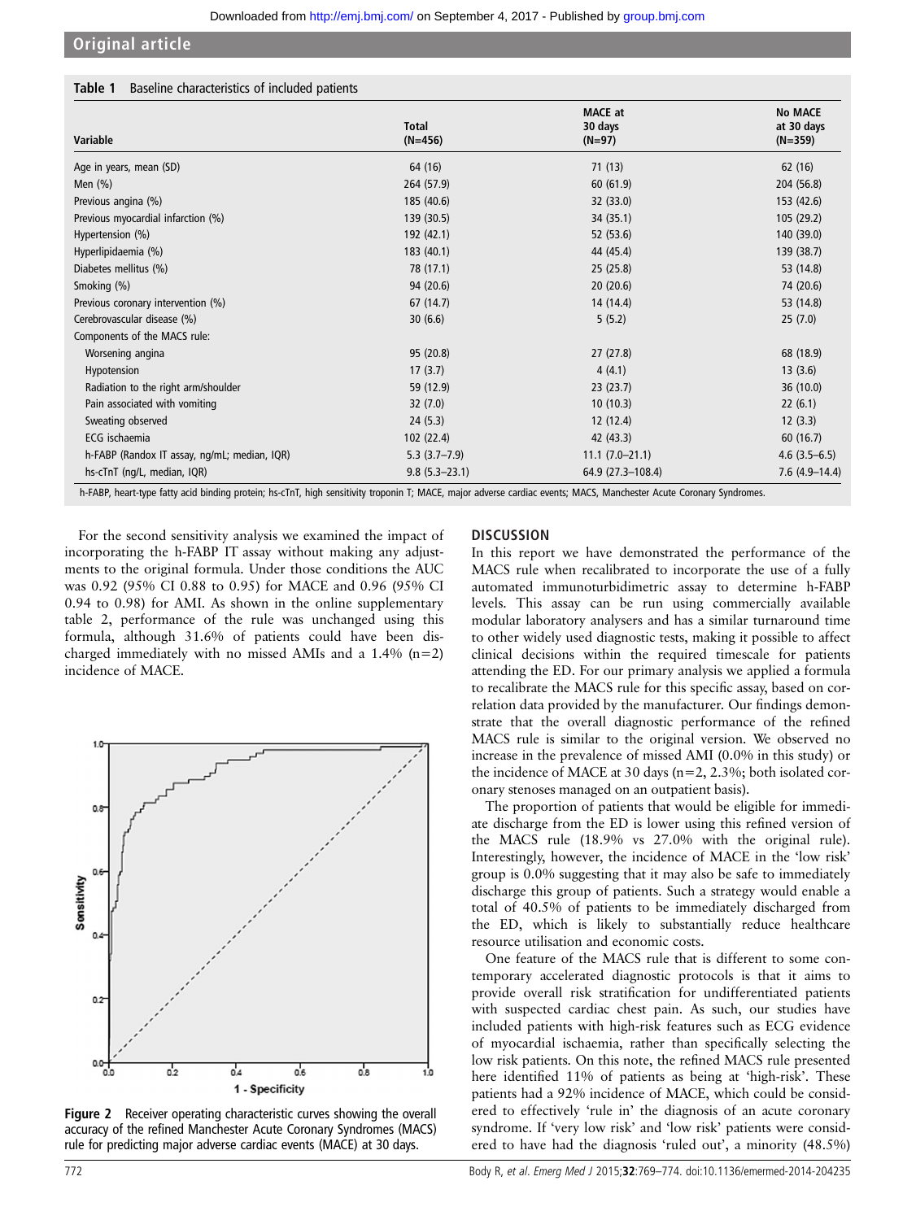**Table 1** Baseline characteristics of included patients

| Variable | Total (N=456) | MACE at 30 days (N=97) | No MACE at 30 days (N=359) |
|---|---|---|---|
| Age in years, mean (SD) | 64 (16) | 71 (13) | 62 (16) |
| Men (%) | 264 (57.9) | 60 (61.9) | 204 (56.8) |
| Previous angina (%) | 185 (40.6) | 32 (33.0) | 153 (42.6) |
| Previous myocardial infarction (%) | 139 (30.5) | 34 (35.1) | 105 (29.2) |
| Hypertension (%) | 192 (42.1) | 52 (53.6) | 140 (39.0) |
| Hyperlipidaemia (%) | 183 (40.1) | 44 (45.4) | 139 (38.7) |
| Diabetes mellitus (%) | 78 (17.1) | 25 (25.8) | 53 (14.8) |
| Smoking (%) | 94 (20.6) | 20 (20.6) | 74 (20.6) |
| Previous coronary intervention (%) | 67 (14.7) | 14 (14.4) | 53 (14.8) |
| Cerebrovascular disease (%) | 30 (6.6) | 5 (5.2) | 25 (7.0) |
| Components of the MACS rule: | | | |
| Worsening angina | 95 (20.8) | 27 (27.8) | 68 (18.9) |
| Hypotension | 17 (3.7) | 4 (4.1) | 13 (3.6) |
| Radiation to the right arm/shoulder | 59 (12.9) | 23 (23.7) | 36 (10.0) |
| Pain associated with vomiting | 32 (7.0) | 10 (10.3) | 22 (6.1) |
| Sweating observed | 24 (5.3) | 12 (12.4) | 12 (3.3) |
| ECG ischaemia | 102 (22.4) | 42 (43.3) | 60 (16.7) |
| h-FABP (Randox IT assay, ng/mL; median, IQR) | 5.3 (3.7–7.9) | 11.1 (7.0–21.1) | 4.6 (3.5–6.5) |
| hs-cTnT (ng/L, median, IQR) | 9.8 (5.3–23.1) | 64.9 (27.3–108.4) | 7.6 (4.9–14.4) |

h-FABP, heart-type fatty acid binding protein; hs-cTnT, high sensitivity troponin T; MACE, major adverse cardiac events; MACS, Manchester Acute Coronary Syndromes.

For the second sensitivity analysis we examined the impact of incorporating the h-FABP IT assay without making any adjustments to the original formula. Under those conditions the AUC was 0.92 (95% CI 0.88 to 0.95) for MACE and 0.96 (95% CI 0.94 to 0.98) for AMI. As shown in the online supplementary table 2, performance of the rule was unchanged using this formula, although 31.6% of patients could have been discharged immediately with no missed AMIs and a 1.4% (n=2) incidence of MACE.

**Figure 2** Receiver operating characteristic curves showing the overall accuracy of the refined Manchester Acute Coronary Syndromes (MACS) rule for predicting major adverse cardiac events (MACE) at 30 days.

## DISCUSSION

In this report we have demonstrated the performance of the MACS rule when recalibrated to incorporate the use of a fully automated immunoturbidimetric assay to determine h-FABP levels. This assay can be run using commercially available modular laboratory analysers and has a similar turnaround time to other widely used diagnostic tests, making it possible to affect clinical decisions within the required timescale for patients attending the ED. For our primary analysis we applied a formula to recalibrate the MACS rule for this specific assay, based on correlation data provided by the manufacturer. Our findings demonstrate that the overall diagnostic performance of the refined MACS rule is similar to the original version. We observed no increase in the prevalence of missed AMI (0.0% in this study) or the incidence of MACE at 30 days (n=2, 2.3%; both isolated coronary stenoses managed on an outpatient basis).

The proportion of patients that would be eligible for immediate discharge from the ED is lower using this refined version of the MACS rule (18.9% vs 27.0% with the original rule). Interestingly, however, the incidence of MACE in the 'low risk' group is 0.0% suggesting that it may also be safe to immediately discharge this group of patients. Such a strategy would enable a total of 40.5% of patients to be immediately discharged from the ED, which is likely to substantially reduce healthcare resource utilisation and economic costs.

One feature of the MACS rule that is different to some contemporary accelerated diagnostic protocols is that it aims to provide overall risk stratification for undifferentiated patients with suspected cardiac chest pain. As such, our studies have included patients with high-risk features such as ECG evidence of myocardial ischaemia, rather than specifically selecting the low risk patients. On this note, the refined MACS rule presented here identified 11% of patients as being at 'high-risk'. These patients had a 92% incidence of MACE, which could be considered to effectively 'rule in' the diagnosis of an acute coronary syndrome. If 'very low risk' and 'low risk' patients were considered to have had the diagnosis 'ruled out', a minority (48.5%)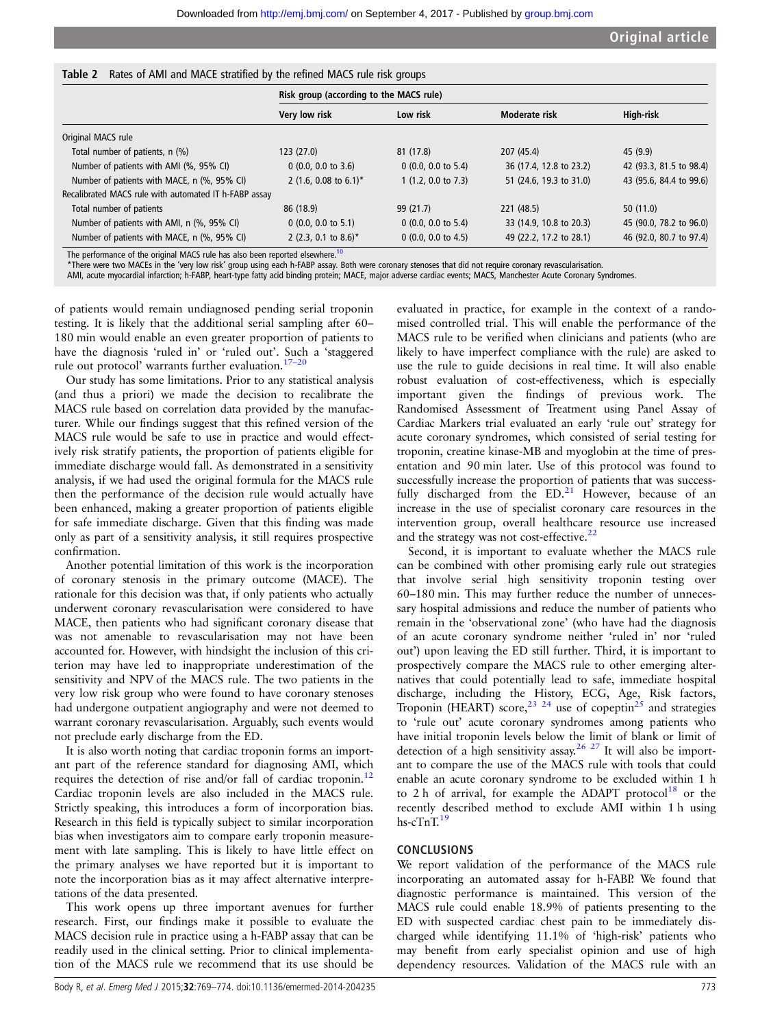**Table 2** Rates of AMI and MACE stratified by the refined MACS rule risk groups

| | Risk group (according to the MACS rule) | | | |
|---|---|---|---|---|
| | Very low risk | Low risk | Moderate risk | High-risk |
| Original MACS rule | | | | |
| Total number of patients, n (%) | 123 (27.0) | 81 (17.8) | 207 (45.4) | 45 (9.9) |
| Number of patients with AMI (%, 95% CI) | 0 (0.0, 0.0 to 3.6) | 0 (0.0, 0.0 to 5.4) | 36 (17.4, 12.8 to 23.2) | 42 (93.3, 81.5 to 98.4) |
| Number of patients with MACE, n (%, 95% CI) | 2 (1.6, 0.08 to 6.1)* | 1 (1.2, 0.0 to 7.3) | 51 (24.6, 19.3 to 31.0) | 43 (95.6, 84.4 to 99.6) |
| Recalibrated MACS rule with automated IT h-FABP assay | | | | |
| Total number of patients | 86 (18.9) | 99 (21.7) | 221 (48.5) | 50 (11.0) |
| Number of patients with AMI, n (%, 95% CI) | 0 (0.0, 0.0 to 5.1) | 0 (0.0, 0.0 to 5.4) | 33 (14.9, 10.8 to 20.3) | 45 (90.0, 78.2 to 96.0) |
| Number of patients with MACE, n (%, 95% CI) | 2 (2.3, 0.1 to 8.6)* | 0 (0.0, 0.0 to 4.5) | 49 (22.2, 17.2 to 28.1) | 46 (92.0, 80.7 to 97.4) |

The performance of the original MACS rule has also been reported elsewhere.[10]
*There were two MACEs in the 'very low risk' group using each h-FABP assay. Both were coronary stenoses that did not require coronary revascularisation.
AMI, acute myocardial infarction; h-FABP, heart-type fatty acid binding protein; MACE, major adverse cardiac events; MACS, Manchester Acute Coronary Syndromes.

of patients would remain undiagnosed pending serial troponin testing. It is likely that the additional serial sampling after 60–180 min would enable an even greater proportion of patients to have the diagnosis 'ruled in' or 'ruled out'. Such a 'staggered rule out protocol' warrants further evaluation.[17–20]

Our study has some limitations. Prior to any statistical analysis (and thus a priori) we made the decision to recalibrate the MACS rule based on correlation data provided by the manufacturer. While our findings suggest that this refined version of the MACS rule would be safe to use in practice and would effectively risk stratify patients, the proportion of patients eligible for immediate discharge would fall. As demonstrated in a sensitivity analysis, if we had used the original formula for the MACS rule then the performance of the decision rule would actually have been enhanced, making a greater proportion of patients eligible for safe immediate discharge. Given that this finding was made only as part of a sensitivity analysis, it still requires prospective confirmation.

Another potential limitation of this work is the incorporation of coronary stenosis in the primary outcome (MACE). The rationale for this decision was that, if only patients who actually underwent coronary revascularisation were considered to have MACE, then patients who had significant coronary disease that was not amenable to revascularisation may not have been accounted for. However, with hindsight the inclusion of this criterion may have led to inappropriate underestimation of the sensitivity and NPV of the MACS rule. The two patients in the very low risk group who were found to have coronary stenoses had undergone outpatient angiography and were not deemed to warrant coronary revascularisation. Arguably, such events would not preclude early discharge from the ED.

It is also worth noting that cardiac troponin forms an important part of the reference standard for diagnosing AMI, which requires the detection of rise and/or fall of cardiac troponin.[12] Cardiac troponin levels are also included in the MACS rule. Strictly speaking, this introduces a form of incorporation bias. Research in this field is typically subject to similar incorporation bias when investigators aim to compare early troponin measurement with late sampling. This is likely to have little effect on the primary analyses we have reported but it is important to note the incorporation bias as it may affect alternative interpretations of the data presented.

This work opens up three important avenues for further research. First, our findings make it possible to evaluate the MACS decision rule in practice using a h-FABP assay that can be readily used in the clinical setting. Prior to clinical implementation of the MACS rule we recommend that its use should be evaluated in practice, for example in the context of a randomised controlled trial. This will enable the performance of the MACS rule to be verified when clinicians and patients (who are likely to have imperfect compliance with the rule) are asked to use the rule to guide decisions in real time. It will also enable robust evaluation of cost-effectiveness, which is especially important given the findings of previous work. The Randomised Assessment of Treatment using Panel Assay of Cardiac Markers trial evaluated an early 'rule out' strategy for acute coronary syndromes, which consisted of serial testing for troponin, creatine kinase-MB and myoglobin at the time of presentation and 90 min later. Use of this protocol was found to successfully increase the proportion of patients that was successfully discharged from the ED.[21] However, because of an increase in the use of specialist coronary care resources in the intervention group, overall healthcare resource use increased and the strategy was not cost-effective.[22]

Second, it is important to evaluate whether the MACS rule can be combined with other promising early rule out strategies that involve serial high sensitivity troponin testing over 60–180 min. This may further reduce the number of unnecessary hospital admissions and reduce the number of patients who remain in the 'observational zone' (who have had the diagnosis of an acute coronary syndrome neither 'ruled in' nor 'ruled out') upon leaving the ED still further. Third, it is important to prospectively compare the MACS rule to other emerging alternatives that could potentially lead to safe, immediate hospital discharge, including the History, ECG, Age, Risk factors, Troponin (HEART) score,[23,24] use of copeptin[25] and strategies to 'rule out' acute coronary syndromes among patients who have initial troponin levels below the limit of blank or limit of detection of a high sensitivity assay.[26,27] It will also be important to compare the use of the MACS rule with tools that could enable an acute coronary syndrome to be excluded within 1 h to 2 h of arrival, for example the ADAPT protocol[18] or the recently described method to exclude AMI within 1 h using hs-cTnT.[19]

## CONCLUSIONS

We report validation of the performance of the MACS rule incorporating an automated assay for h-FABP. We found that diagnostic performance is maintained. This version of the MACS rule could enable 18.9% of patients presenting to the ED with suspected cardiac chest pain to be immediately discharged while identifying 11.1% of 'high-risk' patients who may benefit from early specialist opinion and use of high dependency resources. Validation of the MACS rule with an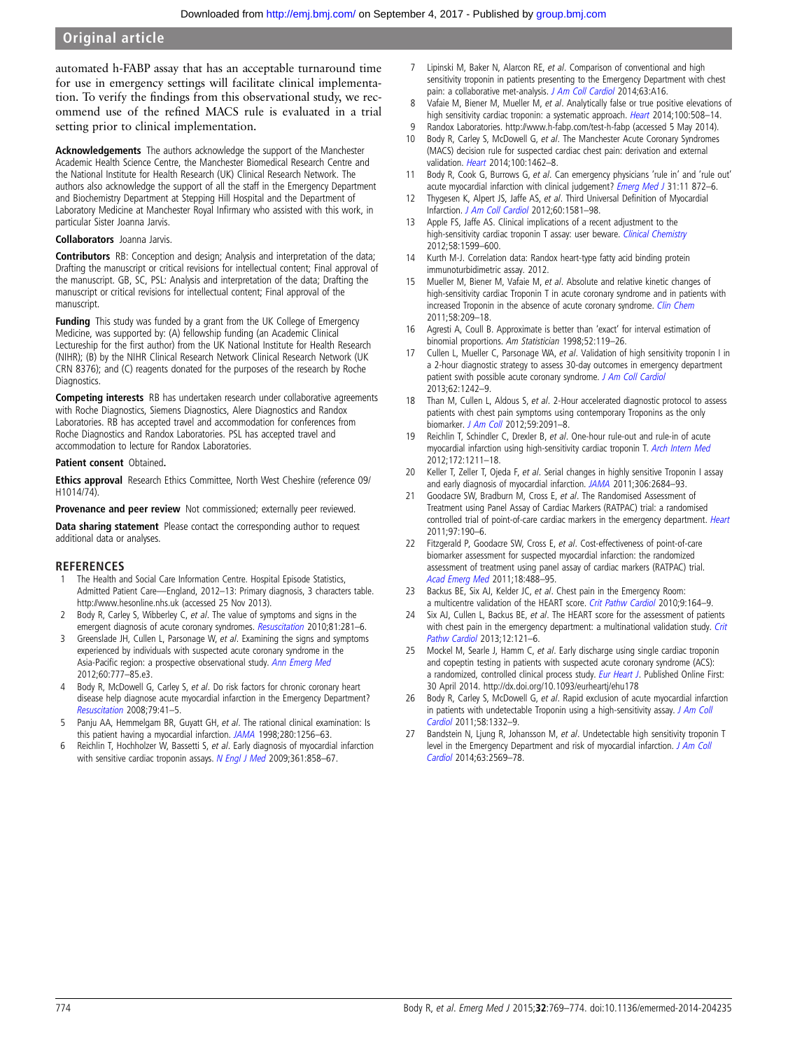automated h-FABP assay that has an acceptable turnaround time for use in emergency settings will facilitate clinical implementation. To verify the findings from this observational study, we recommend use of the refined MACS rule is evaluated in a trial setting prior to clinical implementation.

**Acknowledgements** The authors acknowledge the support of the Manchester Academic Health Science Centre, the Manchester Biomedical Research Centre and the National Institute for Health Research (UK) Clinical Research Network. The authors also acknowledge the support of all the staff in the Emergency Department and Biochemistry Department at Stepping Hill Hospital and the Department of Laboratory Medicine at Manchester Royal Infirmary who assisted with this work, in particular Sister Joanna Jarvis.

**Collaborators** Joanna Jarvis.

**Contributors** RB: Conception and design; Analysis and interpretation of the data; Drafting the manuscript or critical revisions for intellectual content; Final approval of the manuscript. GB, SC, PSL: Analysis and interpretation of the data; Drafting the manuscript or critical revisions for intellectual content; Final approval of the manuscript.

**Funding** This study was funded by a grant from the UK College of Emergency Medicine, was supported by: (A) fellowship funding (an Academic Clinical Lectureship for the first author) from the UK National Institute for Health Research (NIHR); (B) by the NIHR Clinical Research Network Clinical Research Network (UK CRN 8376); and (C) reagents donated for the purposes of the research by Roche Diagnostics.

**Competing interests** RB has undertaken research under collaborative agreements with Roche Diagnostics, Siemens Diagnostics, Alere Diagnostics and Randox Laboratories. RB has accepted travel and accommodation for conferences from Roche Diagnostics and Randox Laboratories. PSL has accepted travel and accommodation to lecture for Randox Laboratories.

**Patient consent** Obtained.

**Ethics approval** Research Ethics Committee, North West Cheshire (reference 09/H1014/74).

**Provenance and peer review** Not commissioned; externally peer reviewed.

**Data sharing statement** Please contact the corresponding author to request additional data or analyses.

## REFERENCES

1. The Health and Social Care Information Centre. Hospital Episode Statistics, Admitted Patient Care—England, 2012–13: Primary diagnosis, 3 characters table. http://www.hesonline.nhs.uk (accessed 25 Nov 2013).
2. Body R, Carley S, Wibberley C, *et al*. The value of symptoms and signs in the emergent diagnosis of acute coronary syndromes. *Resuscitation* 2010;81:281–6.
3. Greenslade JH, Cullen L, Parsonage W, *et al*. Examining the signs and symptoms experienced by individuals with suspected acute coronary syndrome in the Asia-Pacific region: a prospective observational study. *Ann Emerg Med* 2012;60:777–85.e3.
4. Body R, McDowell G, Carley S, *et al*. Do risk factors for chronic coronary heart disease help diagnose acute myocardial infarction in the Emergency Department? *Resuscitation* 2008;79:41–5.
5. Panju AA, Hemmelgam BR, Guyatt GH, *et al*. The rational clinical examination: Is this patient having a myocardial infarction. *JAMA* 1998;280:1256–63.
6. Reichlin T, Hochholzer W, Bassetti S, *et al*. Early diagnosis of myocardial infarction with sensitive cardiac troponin assays. *N Engl J Med* 2009;361:858–67.
7. Lipinski M, Baker N, Alarcon RE, *et al*. Comparison of conventional and high sensitivity troponin in patients presenting to the Emergency Department with chest pain: a collaborative met-analysis. *J Am Coll Cardiol* 2014;63:A16.
8. Vafaie M, Biener M, Mueller M, *et al*. Analytically false or true positive elevations of high sensitivity cardiac troponin: a systematic approach. *Heart* 2014;100:508–14.
9. Randox Laboratories. http://www.h-fabp.com/test-h-fabp (accessed 5 May 2014).
10. Body R, Carley S, McDowell G, *et al*. The Manchester Acute Coronary Syndromes (MACS) decision rule for suspected cardiac chest pain: derivation and external validation. *Heart* 2014;100:1462–8.
11. Body R, Cook G, Burrows G, *et al*. Can emergency physicians 'rule in' and 'rule out' acute myocardial infarction with clinical judgement? *Emerg Med J* 31:11 872–6.
12. Thygesen K, Alpert JS, Jaffe AS, *et al*. Third Universal Definition of Myocardial Infarction. *J Am Coll Cardiol* 2012;60:1581–98.
13. Apple FS, Jaffe AS. Clinical implications of a recent adjustment to the high-sensitivity cardiac troponin T assay: user beware. *Clinical Chemistry* 2012;58:1599–600.
14. Kurth M-J. Correlation data: Randox heart-type fatty acid binding protein immunoturbidimetric assay. 2012.
15. Mueller M, Biener M, Vafaie M, *et al*. Absolute and relative kinetic changes of high-sensitivity cardiac Troponin T in acute coronary syndrome and in patients with increased Troponin in the absence of acute coronary syndrome. *Clin Chem* 2011;58:209–18.
16. Agresti A, Coull B. Approximate is better than 'exact' for interval estimation of binomial proportions. *Am Statistician* 1998;52:119–26.
17. Cullen L, Mueller C, Parsonage WA, *et al*. Validation of high sensitivity troponin I in a 2-hour diagnostic strategy to assess 30-day outcomes in emergency department patient swith possible acute coronary syndrome. *J Am Coll Cardiol* 2013;62:1242–9.
18. Than M, Cullen L, Aldous S, *et al*. 2-Hour accelerated diagnostic protocol to assess patients with chest pain symptoms using contemporary Troponins as the only biomarker. *J Am Coll* 2012;59:2091–8.
19. Reichlin T, Schindler C, Drexler B, *et al*. One-hour rule-out and rule-in of acute myocardial infarction using high-sensitivity cardiac troponin T. *Arch Intern Med* 2012;172:1211–18.
20. Keller T, Zeller T, Ojeda F, *et al*. Serial changes in highly sensitive Troponin I assay and early diagnosis of myocardial infarction. *JAMA* 2011;306:2684–93.
21. Goodacre SW, Bradburn M, Cross E, *et al*. The Randomised Assessment of Treatment using Panel Assay of Cardiac Markers (RATPAC) trial: a randomised controlled trial of point-of-care cardiac markers in the emergency department. *Heart* 2011;97:190–6.
22. Fitzgerald P, Goodacre SW, Cross E, *et al*. Cost-effectiveness of point-of-care biomarker assessment for suspected myocardial infarction: the randomized assessment of treatment using panel assay of cardiac markers (RATPAC) trial. *Acad Emerg Med* 2011;18:488–95.
23. Backus BE, Six AJ, Kelder JC, *et al*. Chest pain in the Emergency Room: a multicentre validation of the HEART score. *Crit Pathw Cardiol* 2010;9:164–9.
24. Six AJ, Cullen L, Backus BE, *et al*. The HEART score for the assessment of patients with chest pain in the emergency department: a multinational validation study. *Crit Pathw Cardiol* 2013;12:121–6.
25. Mockel M, Searle J, Hamm C, *et al*. Early discharge using single cardiac troponin and copeptin testing in patients with suspected acute coronary syndrome (ACS): a randomized, controlled clinical process study. *Eur Heart J*. Published Online First: 30 April 2014. http://dx.doi.org/10.1093/eurheartj/ehu178
26. Body R, Carley S, McDowell G, *et al*. Rapid exclusion of acute myocardial infarction in patients with undetectable Troponin using a high-sensitivity assay. *J Am Coll Cardiol* 2011;58:1332–9.
27. Bandstein N, Ljung R, Johansson M, *et al*. Undetectable high sensitivity troponin T level in the Emergency Department and risk of myocardial infarction. *J Am Coll Cardiol* 2014;63:2569–78.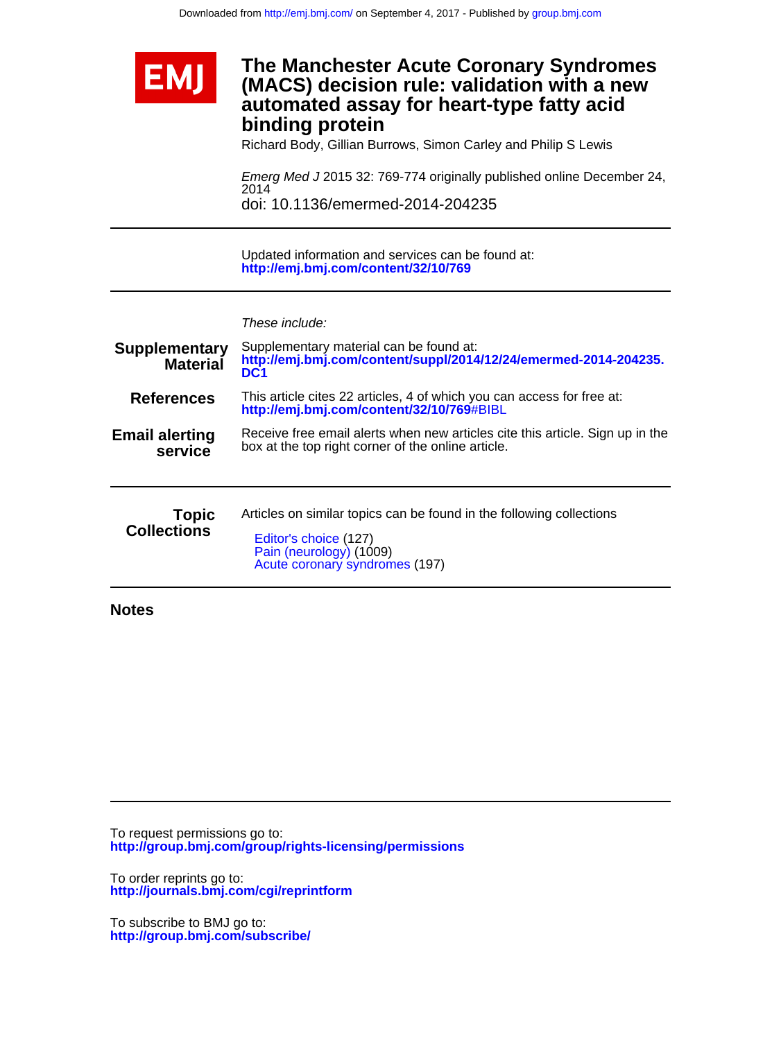# The Manchester Acute Coronary Syndromes (MACS) decision rule: validation with a new automated assay for heart-type fatty acid binding protein

Richard Body, Gillian Burrows, Simon Carley and Philip S Lewis

*Emerg Med J* 2015 32: 769-774 originally published online December 24, 2014
doi: 10.1136/emermed-2014-204235

Updated information and services can be found at:
**http://emj.bmj.com/content/32/10/769**

*These include:*

**Supplementary Material**
Supplementary material can be found at:
**http://emj.bmj.com/content/suppl/2014/12/24/emermed-2014-204235.DC1**

**References**
This article cites 22 articles, 4 of which you can access for free at:
**http://emj.bmj.com/content/32/10/769**#BIBL

**Email alerting service**
Receive free email alerts when new articles cite this article. Sign up in the box at the top right corner of the online article.

**Topic Collections**
Articles on similar topics can be found in the following collections

- Editor's choice (127)
- Pain (neurology) (1009)
- Acute coronary syndromes (197)

## Notes

To request permissions go to:
**http://group.bmj.com/group/rights-licensing/permissions**

To order reprints go to:
**http://journals.bmj.com/cgi/reprintform**

To subscribe to BMJ go to:
**http://group.bmj.com/subscribe/**